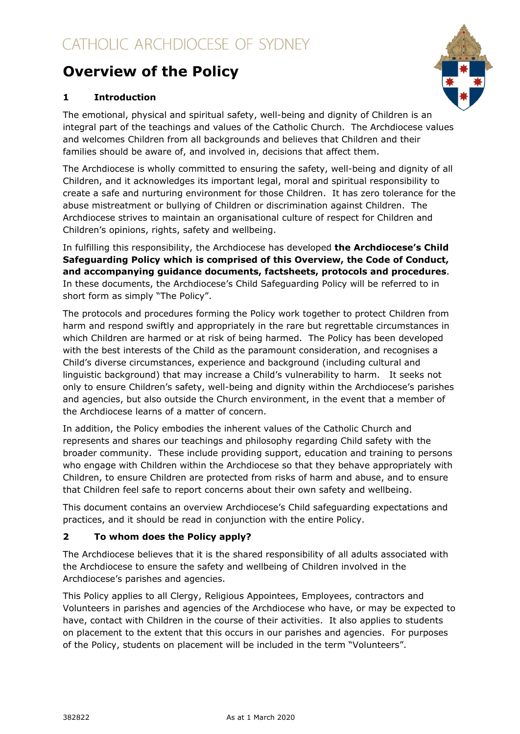CATHOLIC ARCHDIOCESE OF SYDNEY

# Overview of the Policy

## 1 Introduction

The emotional, physical and spiritual safety, well-being and dignity of Children is an integral part of the teachings and values of the Catholic Church. The Archdiocese values and welcomes Children from all backgrounds and believes that Children and their families should be aware of, and involved in, decisions that affect them.

The Archdiocese is wholly committed to ensuring the safety, well-being and dignity of all Children, and it acknowledges its important legal, moral and spiritual responsibility to create a safe and nurturing environment for those Children. It has zero tolerance for the abuse mistreatment or bullying of Children or discrimination against Children. The Archdiocese strives to maintain an organisational culture of respect for Children and Children's opinions, rights, safety and wellbeing.

In fulfilling this responsibility, the Archdiocese has developed **the Archdiocese's Child Safeguarding Policy which is comprised of this Overview, the Code of Conduct, and accompanying guidance documents, factsheets, protocols and procedures**. In these documents, the Archdiocese's Child Safeguarding Policy will be referred to in short form as simply "The Policy".

The protocols and procedures forming the Policy work together to protect Children from harm and respond swiftly and appropriately in the rare but regrettable circumstances in which Children are harmed or at risk of being harmed. The Policy has been developed with the best interests of the Child as the paramount consideration, and recognises a Child's diverse circumstances, experience and background (including cultural and linguistic background) that may increase a Child's vulnerability to harm. It seeks not only to ensure Children's safety, well-being and dignity within the Archdiocese's parishes and agencies, but also outside the Church environment, in the event that a member of the Archdiocese learns of a matter of concern.

In addition, the Policy embodies the inherent values of the Catholic Church and represents and shares our teachings and philosophy regarding Child safety with the broader community. These include providing support, education and training to persons who engage with Children within the Archdiocese so that they behave appropriately with Children, to ensure Children are protected from risks of harm and abuse, and to ensure that Children feel safe to report concerns about their own safety and wellbeing.

This document contains an overview Archdiocese's Child safeguarding expectations and practices, and it should be read in conjunction with the entire Policy.

## 2 To whom does the Policy apply?

The Archdiocese believes that it is the shared responsibility of all adults associated with the Archdiocese to ensure the safety and wellbeing of Children involved in the Archdiocese's parishes and agencies.

This Policy applies to all Clergy, Religious Appointees, Employees, contractors and Volunteers in parishes and agencies of the Archdiocese who have, or may be expected to have, contact with Children in the course of their activities. It also applies to students on placement to the extent that this occurs in our parishes and agencies. For purposes of the Policy, students on placement will be included in the term "Volunteers".

382822 As at 1 March 2020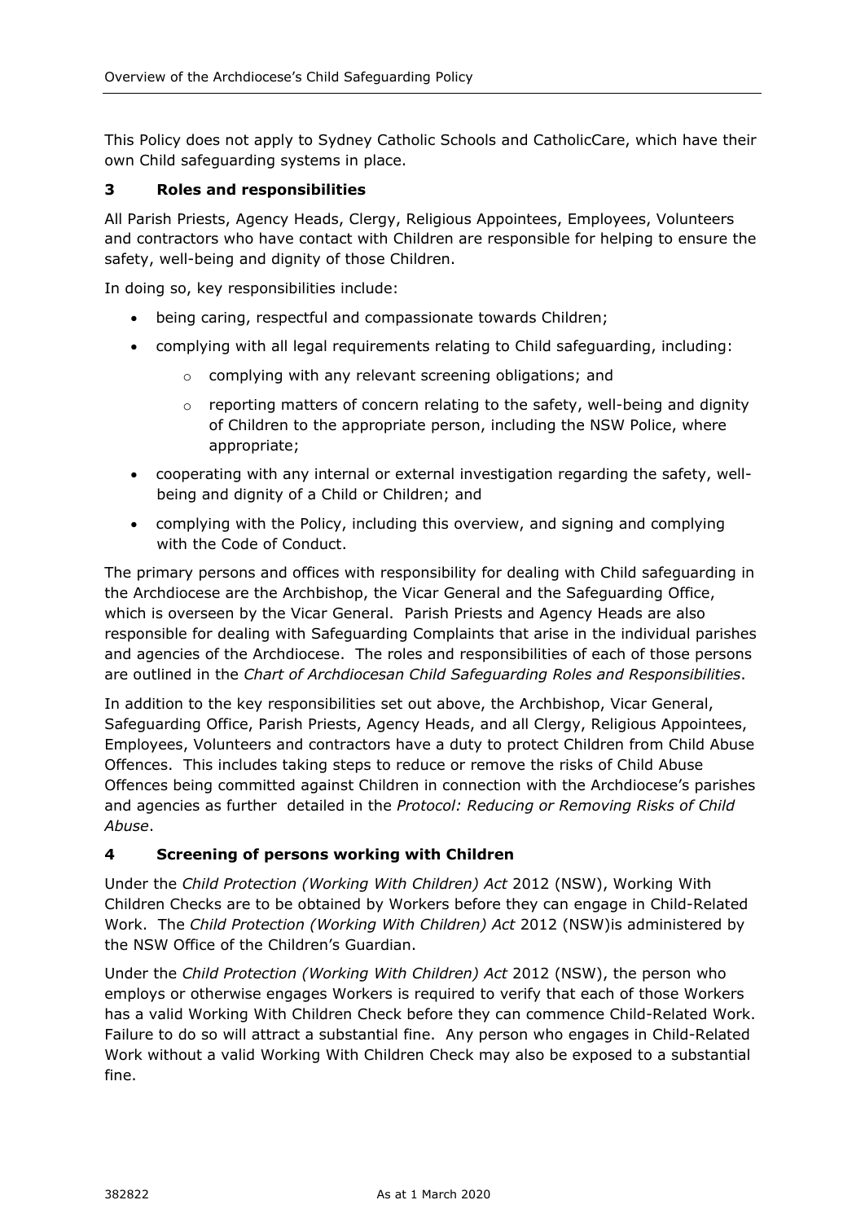This Policy does not apply to Sydney Catholic Schools and CatholicCare, which have their own Child safeguarding systems in place.

## 3 Roles and responsibilities

All Parish Priests, Agency Heads, Clergy, Religious Appointees, Employees, Volunteers and contractors who have contact with Children are responsible for helping to ensure the safety, well-being and dignity of those Children.

In doing so, key responsibilities include:

- being caring, respectful and compassionate towards Children;
- complying with all legal requirements relating to Child safeguarding, including:
  - complying with any relevant screening obligations; and
  - reporting matters of concern relating to the safety, well-being and dignity of Children to the appropriate person, including the NSW Police, where appropriate;
- cooperating with any internal or external investigation regarding the safety, well-being and dignity of a Child or Children; and
- complying with the Policy, including this overview, and signing and complying with the Code of Conduct.

The primary persons and offices with responsibility for dealing with Child safeguarding in the Archdiocese are the Archbishop, the Vicar General and the Safeguarding Office, which is overseen by the Vicar General. Parish Priests and Agency Heads are also responsible for dealing with Safeguarding Complaints that arise in the individual parishes and agencies of the Archdiocese. The roles and responsibilities of each of those persons are outlined in the *Chart of Archdiocesan Child Safeguarding Roles and Responsibilities*.

In addition to the key responsibilities set out above, the Archbishop, Vicar General, Safeguarding Office, Parish Priests, Agency Heads, and all Clergy, Religious Appointees, Employees, Volunteers and contractors have a duty to protect Children from Child Abuse Offences. This includes taking steps to reduce or remove the risks of Child Abuse Offences being committed against Children in connection with the Archdiocese's parishes and agencies as further detailed in the *Protocol: Reducing or Removing Risks of Child Abuse*.

## 4 Screening of persons working with Children

Under the *Child Protection (Working With Children) Act* 2012 (NSW), Working With Children Checks are to be obtained by Workers before they can engage in Child-Related Work. The *Child Protection (Working With Children) Act* 2012 (NSW)is administered by the NSW Office of the Children's Guardian.

Under the *Child Protection (Working With Children) Act* 2012 (NSW), the person who employs or otherwise engages Workers is required to verify that each of those Workers has a valid Working With Children Check before they can commence Child-Related Work. Failure to do so will attract a substantial fine. Any person who engages in Child-Related Work without a valid Working With Children Check may also be exposed to a substantial fine.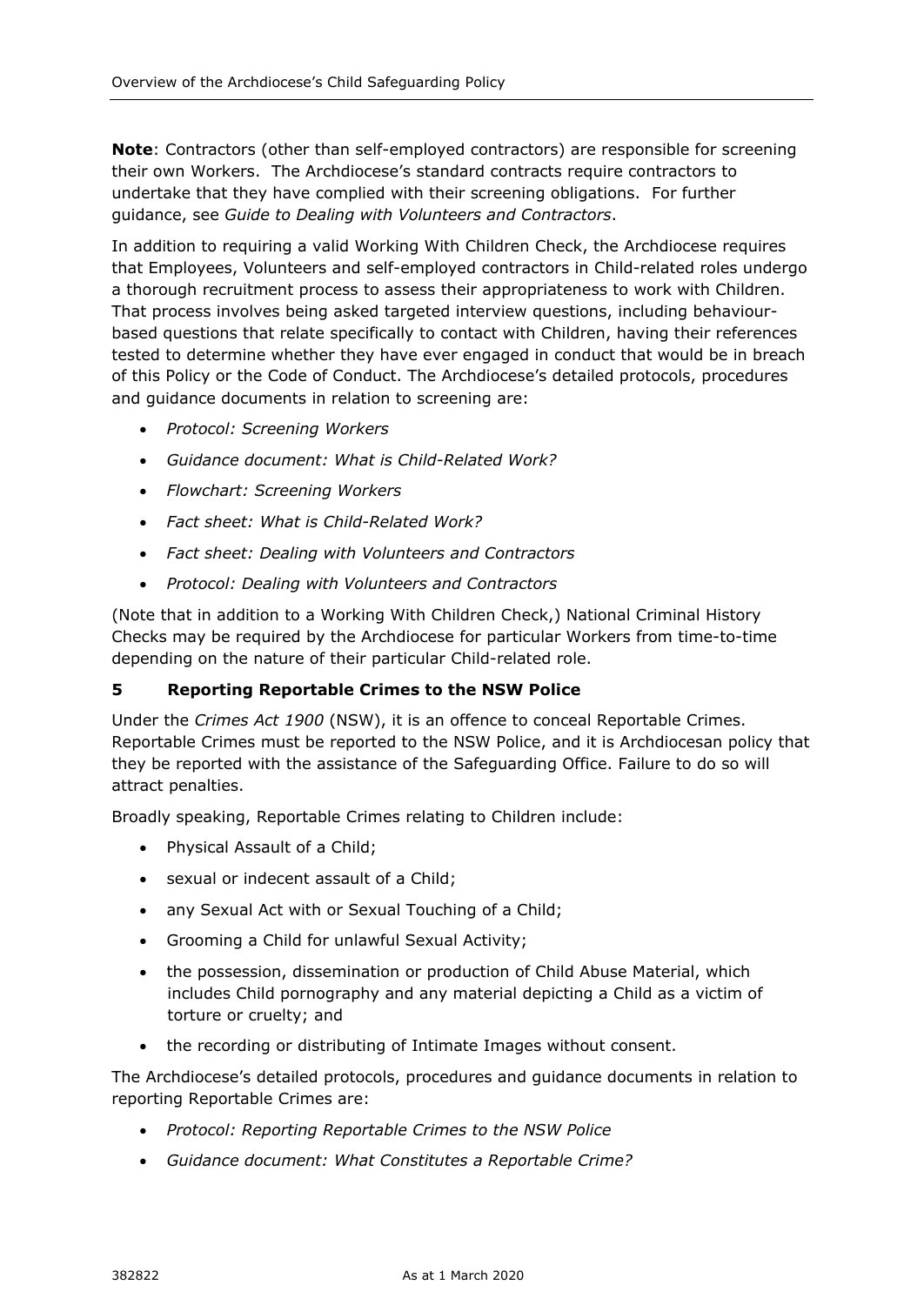**Note**: Contractors (other than self-employed contractors) are responsible for screening their own Workers. The Archdiocese's standard contracts require contractors to undertake that they have complied with their screening obligations. For further guidance, see *Guide to Dealing with Volunteers and Contractors*.

In addition to requiring a valid Working With Children Check, the Archdiocese requires that Employees, Volunteers and self-employed contractors in Child-related roles undergo a thorough recruitment process to assess their appropriateness to work with Children. That process involves being asked targeted interview questions, including behaviour-based questions that relate specifically to contact with Children, having their references tested to determine whether they have ever engaged in conduct that would be in breach of this Policy or the Code of Conduct. The Archdiocese's detailed protocols, procedures and guidance documents in relation to screening are:

- *Protocol: Screening Workers*
- *Guidance document: What is Child-Related Work?*
- *Flowchart: Screening Workers*
- *Fact sheet: What is Child-Related Work?*
- *Fact sheet: Dealing with Volunteers and Contractors*
- *Protocol: Dealing with Volunteers and Contractors*

(Note that in addition to a Working With Children Check,) National Criminal History Checks may be required by the Archdiocese for particular Workers from time-to-time depending on the nature of their particular Child-related role.

## 5 Reporting Reportable Crimes to the NSW Police

Under the *Crimes Act 1900* (NSW), it is an offence to conceal Reportable Crimes. Reportable Crimes must be reported to the NSW Police, and it is Archdiocesan policy that they be reported with the assistance of the Safeguarding Office. Failure to do so will attract penalties.

Broadly speaking, Reportable Crimes relating to Children include:

- Physical Assault of a Child;
- sexual or indecent assault of a Child;
- any Sexual Act with or Sexual Touching of a Child;
- Grooming a Child for unlawful Sexual Activity;
- the possession, dissemination or production of Child Abuse Material, which includes Child pornography and any material depicting a Child as a victim of torture or cruelty; and
- the recording or distributing of Intimate Images without consent.

The Archdiocese's detailed protocols, procedures and guidance documents in relation to reporting Reportable Crimes are:

- *Protocol: Reporting Reportable Crimes to the NSW Police*
- *Guidance document: What Constitutes a Reportable Crime?*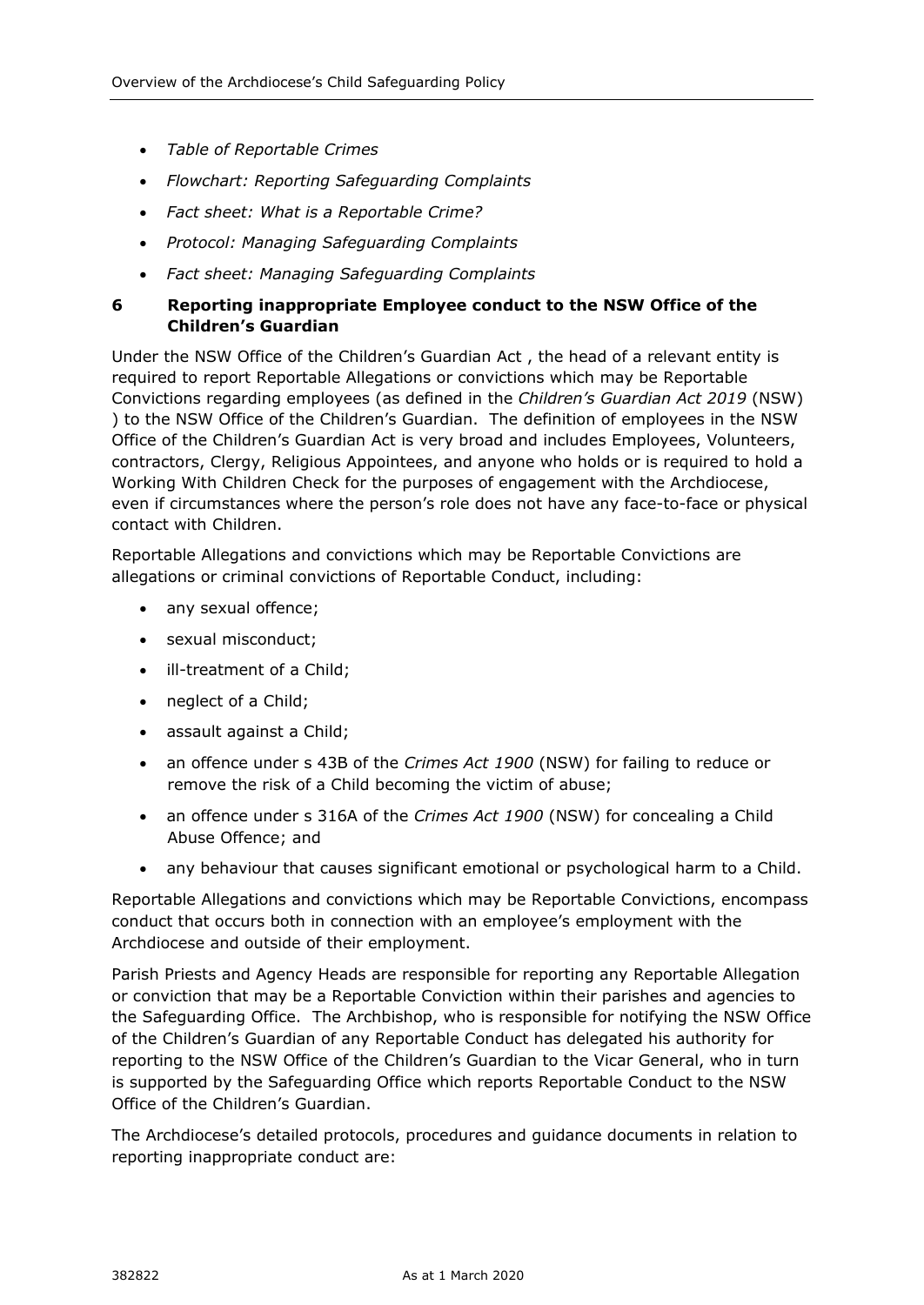- *Table of Reportable Crimes*
- *Flowchart: Reporting Safeguarding Complaints*
- *Fact sheet: What is a Reportable Crime?*
- *Protocol: Managing Safeguarding Complaints*
- *Fact sheet: Managing Safeguarding Complaints*

## 6 Reporting inappropriate Employee conduct to the NSW Office of the Children's Guardian

Under the NSW Office of the Children's Guardian Act , the head of a relevant entity is required to report Reportable Allegations or convictions which may be Reportable Convictions regarding employees (as defined in the *Children's Guardian Act 2019* (NSW) ) to the NSW Office of the Children's Guardian. The definition of employees in the NSW Office of the Children's Guardian Act is very broad and includes Employees, Volunteers, contractors, Clergy, Religious Appointees, and anyone who holds or is required to hold a Working With Children Check for the purposes of engagement with the Archdiocese, even if circumstances where the person's role does not have any face-to-face or physical contact with Children.

Reportable Allegations and convictions which may be Reportable Convictions are allegations or criminal convictions of Reportable Conduct, including:

- any sexual offence;
- sexual misconduct;
- ill-treatment of a Child;
- neglect of a Child;
- assault against a Child;
- an offence under s 43B of the *Crimes Act 1900* (NSW) for failing to reduce or remove the risk of a Child becoming the victim of abuse;
- an offence under s 316A of the *Crimes Act 1900* (NSW) for concealing a Child Abuse Offence; and
- any behaviour that causes significant emotional or psychological harm to a Child.

Reportable Allegations and convictions which may be Reportable Convictions, encompass conduct that occurs both in connection with an employee's employment with the Archdiocese and outside of their employment.

Parish Priests and Agency Heads are responsible for reporting any Reportable Allegation or conviction that may be a Reportable Conviction within their parishes and agencies to the Safeguarding Office. The Archbishop, who is responsible for notifying the NSW Office of the Children's Guardian of any Reportable Conduct has delegated his authority for reporting to the NSW Office of the Children's Guardian to the Vicar General, who in turn is supported by the Safeguarding Office which reports Reportable Conduct to the NSW Office of the Children's Guardian.

The Archdiocese's detailed protocols, procedures and guidance documents in relation to reporting inappropriate conduct are: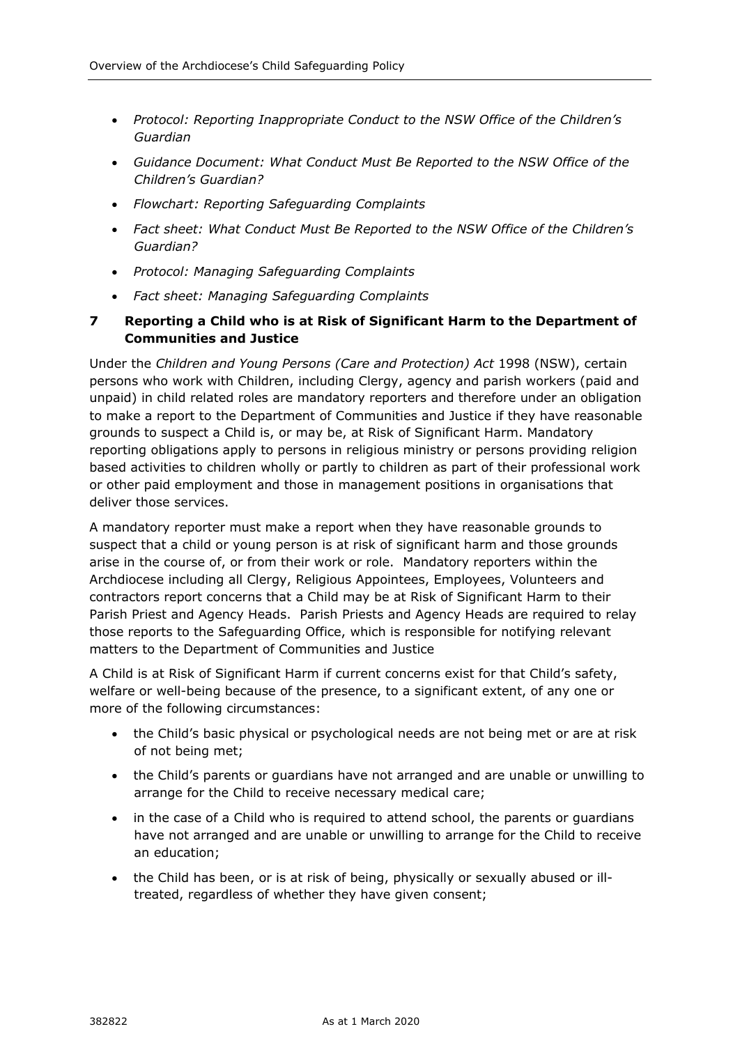- *Protocol: Reporting Inappropriate Conduct to the NSW Office of the Children's Guardian*
- *Guidance Document: What Conduct Must Be Reported to the NSW Office of the Children's Guardian?*
- *Flowchart: Reporting Safeguarding Complaints*
- *Fact sheet: What Conduct Must Be Reported to the NSW Office of the Children's Guardian?*
- *Protocol: Managing Safeguarding Complaints*
- *Fact sheet: Managing Safeguarding Complaints*

## 7 Reporting a Child who is at Risk of Significant Harm to the Department of Communities and Justice

Under the *Children and Young Persons (Care and Protection) Act* 1998 (NSW), certain persons who work with Children, including Clergy, agency and parish workers (paid and unpaid) in child related roles are mandatory reporters and therefore under an obligation to make a report to the Department of Communities and Justice if they have reasonable grounds to suspect a Child is, or may be, at Risk of Significant Harm. Mandatory reporting obligations apply to persons in religious ministry or persons providing religion based activities to children wholly or partly to children as part of their professional work or other paid employment and those in management positions in organisations that deliver those services.

A mandatory reporter must make a report when they have reasonable grounds to suspect that a child or young person is at risk of significant harm and those grounds arise in the course of, or from their work or role. Mandatory reporters within the Archdiocese including all Clergy, Religious Appointees, Employees, Volunteers and contractors report concerns that a Child may be at Risk of Significant Harm to their Parish Priest and Agency Heads. Parish Priests and Agency Heads are required to relay those reports to the Safeguarding Office, which is responsible for notifying relevant matters to the Department of Communities and Justice

A Child is at Risk of Significant Harm if current concerns exist for that Child's safety, welfare or well-being because of the presence, to a significant extent, of any one or more of the following circumstances:

- the Child's basic physical or psychological needs are not being met or are at risk of not being met;
- the Child's parents or guardians have not arranged and are unable or unwilling to arrange for the Child to receive necessary medical care;
- in the case of a Child who is required to attend school, the parents or guardians have not arranged and are unable or unwilling to arrange for the Child to receive an education;
- the Child has been, or is at risk of being, physically or sexually abused or ill-treated, regardless of whether they have given consent;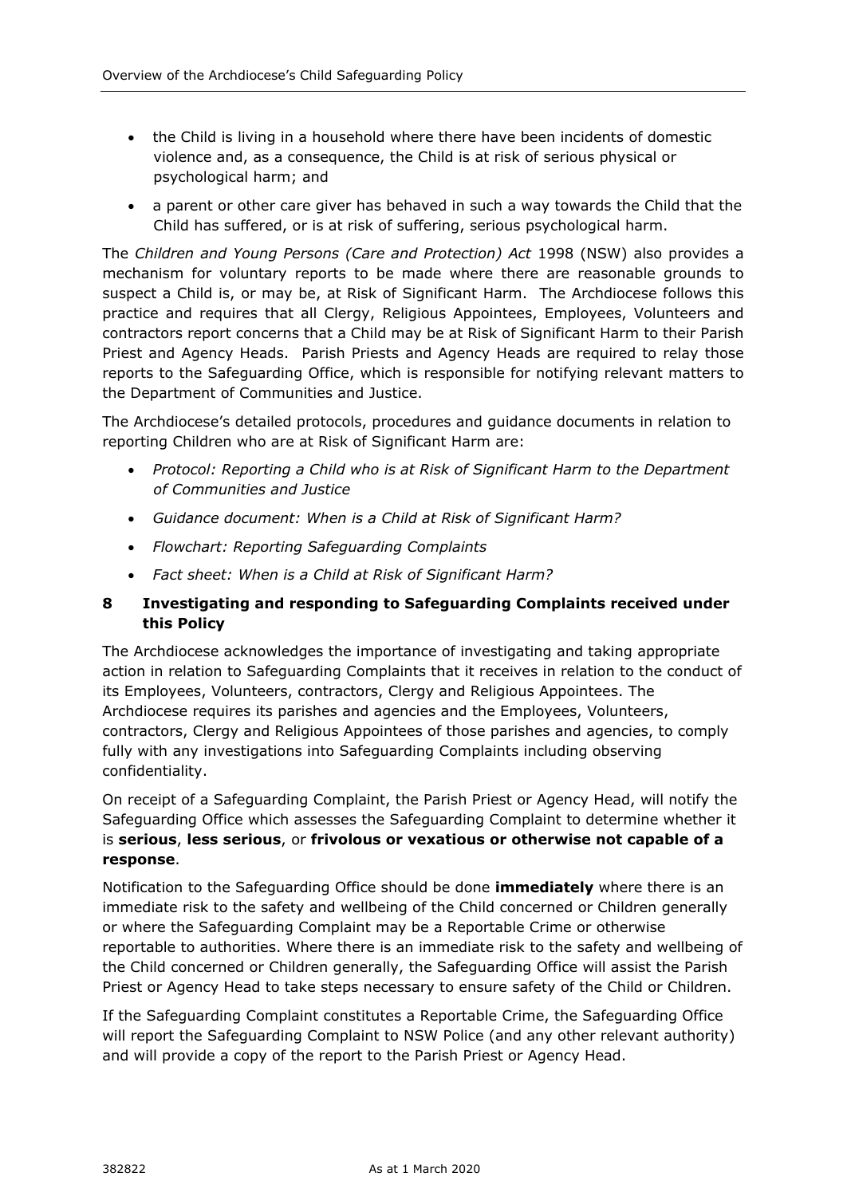- the Child is living in a household where there have been incidents of domestic violence and, as a consequence, the Child is at risk of serious physical or psychological harm; and
- a parent or other care giver has behaved in such a way towards the Child that the Child has suffered, or is at risk of suffering, serious psychological harm.

The *Children and Young Persons (Care and Protection) Act* 1998 (NSW) also provides a mechanism for voluntary reports to be made where there are reasonable grounds to suspect a Child is, or may be, at Risk of Significant Harm. The Archdiocese follows this practice and requires that all Clergy, Religious Appointees, Employees, Volunteers and contractors report concerns that a Child may be at Risk of Significant Harm to their Parish Priest and Agency Heads. Parish Priests and Agency Heads are required to relay those reports to the Safeguarding Office, which is responsible for notifying relevant matters to the Department of Communities and Justice.

The Archdiocese's detailed protocols, procedures and guidance documents in relation to reporting Children who are at Risk of Significant Harm are:

- *Protocol: Reporting a Child who is at Risk of Significant Harm to the Department of Communities and Justice*
- *Guidance document: When is a Child at Risk of Significant Harm?*
- *Flowchart: Reporting Safeguarding Complaints*
- *Fact sheet: When is a Child at Risk of Significant Harm?*

## 8 Investigating and responding to Safeguarding Complaints received under this Policy

The Archdiocese acknowledges the importance of investigating and taking appropriate action in relation to Safeguarding Complaints that it receives in relation to the conduct of its Employees, Volunteers, contractors, Clergy and Religious Appointees. The Archdiocese requires its parishes and agencies and the Employees, Volunteers, contractors, Clergy and Religious Appointees of those parishes and agencies, to comply fully with any investigations into Safeguarding Complaints including observing confidentiality.

On receipt of a Safeguarding Complaint, the Parish Priest or Agency Head, will notify the Safeguarding Office which assesses the Safeguarding Complaint to determine whether it is **serious**, **less serious**, or **frivolous or vexatious or otherwise not capable of a response**.

Notification to the Safeguarding Office should be done **immediately** where there is an immediate risk to the safety and wellbeing of the Child concerned or Children generally or where the Safeguarding Complaint may be a Reportable Crime or otherwise reportable to authorities. Where there is an immediate risk to the safety and wellbeing of the Child concerned or Children generally, the Safeguarding Office will assist the Parish Priest or Agency Head to take steps necessary to ensure safety of the Child or Children.

If the Safeguarding Complaint constitutes a Reportable Crime, the Safeguarding Office will report the Safeguarding Complaint to NSW Police (and any other relevant authority) and will provide a copy of the report to the Parish Priest or Agency Head.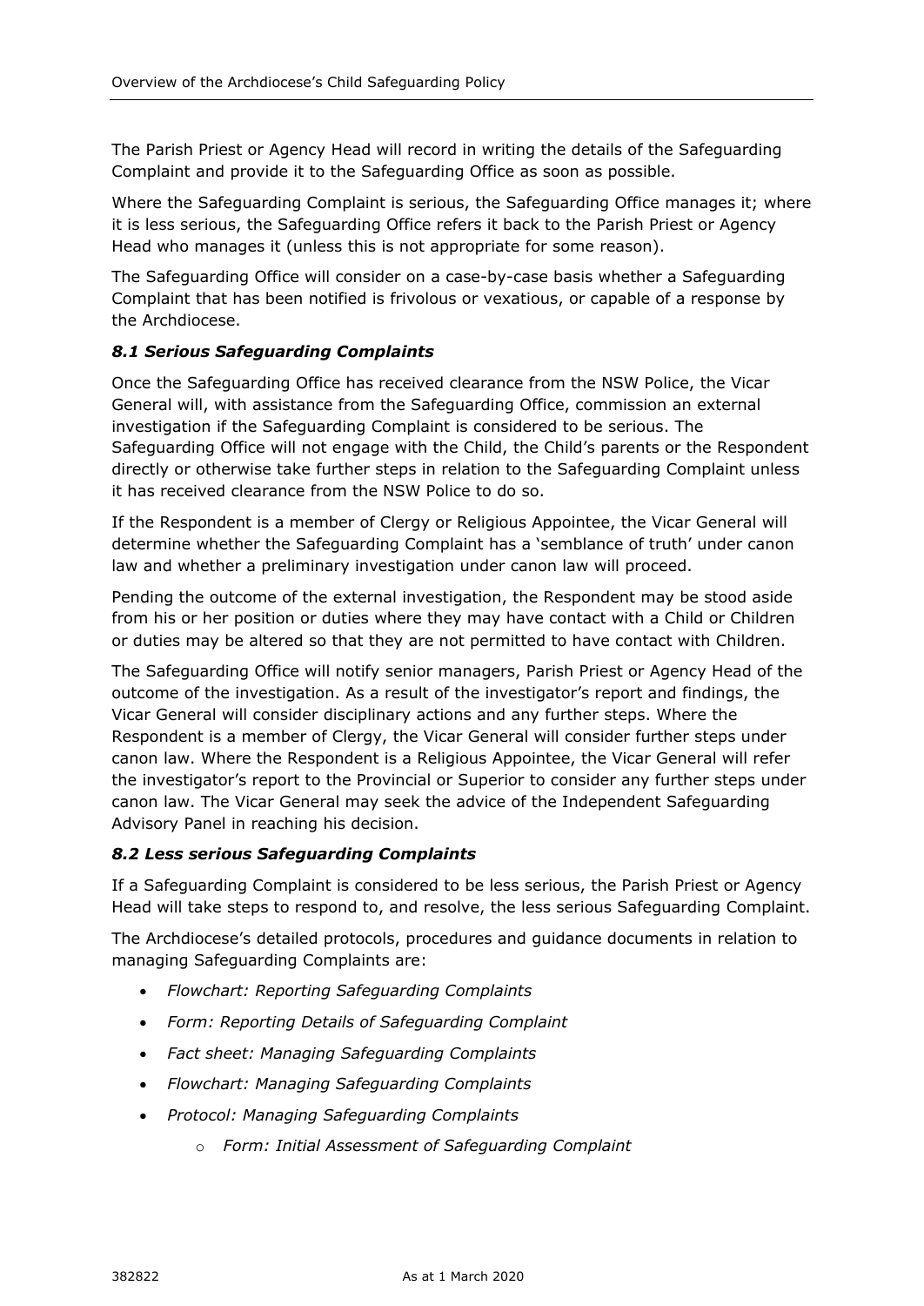The Parish Priest or Agency Head will record in writing the details of the Safeguarding Complaint and provide it to the Safeguarding Office as soon as possible.

Where the Safeguarding Complaint is serious, the Safeguarding Office manages it; where it is less serious, the Safeguarding Office refers it back to the Parish Priest or Agency Head who manages it (unless this is not appropriate for some reason).

The Safeguarding Office will consider on a case-by-case basis whether a Safeguarding Complaint that has been notified is frivolous or vexatious, or capable of a response by the Archdiocese.

### *8.1 Serious Safeguarding Complaints*

Once the Safeguarding Office has received clearance from the NSW Police, the Vicar General will, with assistance from the Safeguarding Office, commission an external investigation if the Safeguarding Complaint is considered to be serious. The Safeguarding Office will not engage with the Child, the Child's parents or the Respondent directly or otherwise take further steps in relation to the Safeguarding Complaint unless it has received clearance from the NSW Police to do so.

If the Respondent is a member of Clergy or Religious Appointee, the Vicar General will determine whether the Safeguarding Complaint has a 'semblance of truth' under canon law and whether a preliminary investigation under canon law will proceed.

Pending the outcome of the external investigation, the Respondent may be stood aside from his or her position or duties where they may have contact with a Child or Children or duties may be altered so that they are not permitted to have contact with Children.

The Safeguarding Office will notify senior managers, Parish Priest or Agency Head of the outcome of the investigation. As a result of the investigator's report and findings, the Vicar General will consider disciplinary actions and any further steps. Where the Respondent is a member of Clergy, the Vicar General will consider further steps under canon law. Where the Respondent is a Religious Appointee, the Vicar General will refer the investigator's report to the Provincial or Superior to consider any further steps under canon law. The Vicar General may seek the advice of the Independent Safeguarding Advisory Panel in reaching his decision.

### *8.2 Less serious Safeguarding Complaints*

If a Safeguarding Complaint is considered to be less serious, the Parish Priest or Agency Head will take steps to respond to, and resolve, the less serious Safeguarding Complaint.

The Archdiocese's detailed protocols, procedures and guidance documents in relation to managing Safeguarding Complaints are:

- *Flowchart: Reporting Safeguarding Complaints*
- *Form: Reporting Details of Safeguarding Complaint*
- *Fact sheet: Managing Safeguarding Complaints*
- *Flowchart: Managing Safeguarding Complaints*
- *Protocol: Managing Safeguarding Complaints*
    - *Form: Initial Assessment of Safeguarding Complaint*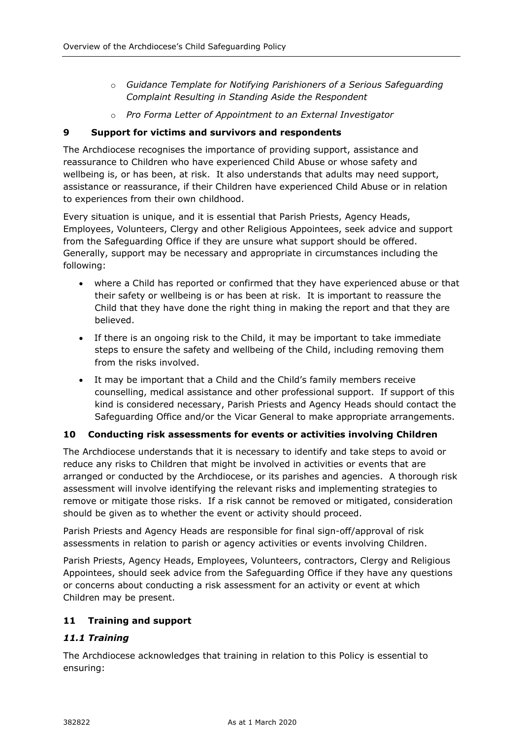- *Guidance Template for Notifying Parishioners of a Serious Safeguarding Complaint Resulting in Standing Aside the Respondent*
- *Pro Forma Letter of Appointment to an External Investigator*

## 9 Support for victims and survivors and respondents

The Archdiocese recognises the importance of providing support, assistance and reassurance to Children who have experienced Child Abuse or whose safety and wellbeing is, or has been, at risk. It also understands that adults may need support, assistance or reassurance, if their Children have experienced Child Abuse or in relation to experiences from their own childhood.

Every situation is unique, and it is essential that Parish Priests, Agency Heads, Employees, Volunteers, Clergy and other Religious Appointees, seek advice and support from the Safeguarding Office if they are unsure what support should be offered. Generally, support may be necessary and appropriate in circumstances including the following:

- where a Child has reported or confirmed that they have experienced abuse or that their safety or wellbeing is or has been at risk. It is important to reassure the Child that they have done the right thing in making the report and that they are believed.
- If there is an ongoing risk to the Child, it may be important to take immediate steps to ensure the safety and wellbeing of the Child, including removing them from the risks involved.
- It may be important that a Child and the Child's family members receive counselling, medical assistance and other professional support. If support of this kind is considered necessary, Parish Priests and Agency Heads should contact the Safeguarding Office and/or the Vicar General to make appropriate arrangements.

## 10 Conducting risk assessments for events or activities involving Children

The Archdiocese understands that it is necessary to identify and take steps to avoid or reduce any risks to Children that might be involved in activities or events that are arranged or conducted by the Archdiocese, or its parishes and agencies. A thorough risk assessment will involve identifying the relevant risks and implementing strategies to remove or mitigate those risks. If a risk cannot be removed or mitigated, consideration should be given as to whether the event or activity should proceed.

Parish Priests and Agency Heads are responsible for final sign-off/approval of risk assessments in relation to parish or agency activities or events involving Children.

Parish Priests, Agency Heads, Employees, Volunteers, contractors, Clergy and Religious Appointees, should seek advice from the Safeguarding Office if they have any questions or concerns about conducting a risk assessment for an activity or event at which Children may be present.

## 11 Training and support

### *11.1 Training*

The Archdiocese acknowledges that training in relation to this Policy is essential to ensuring: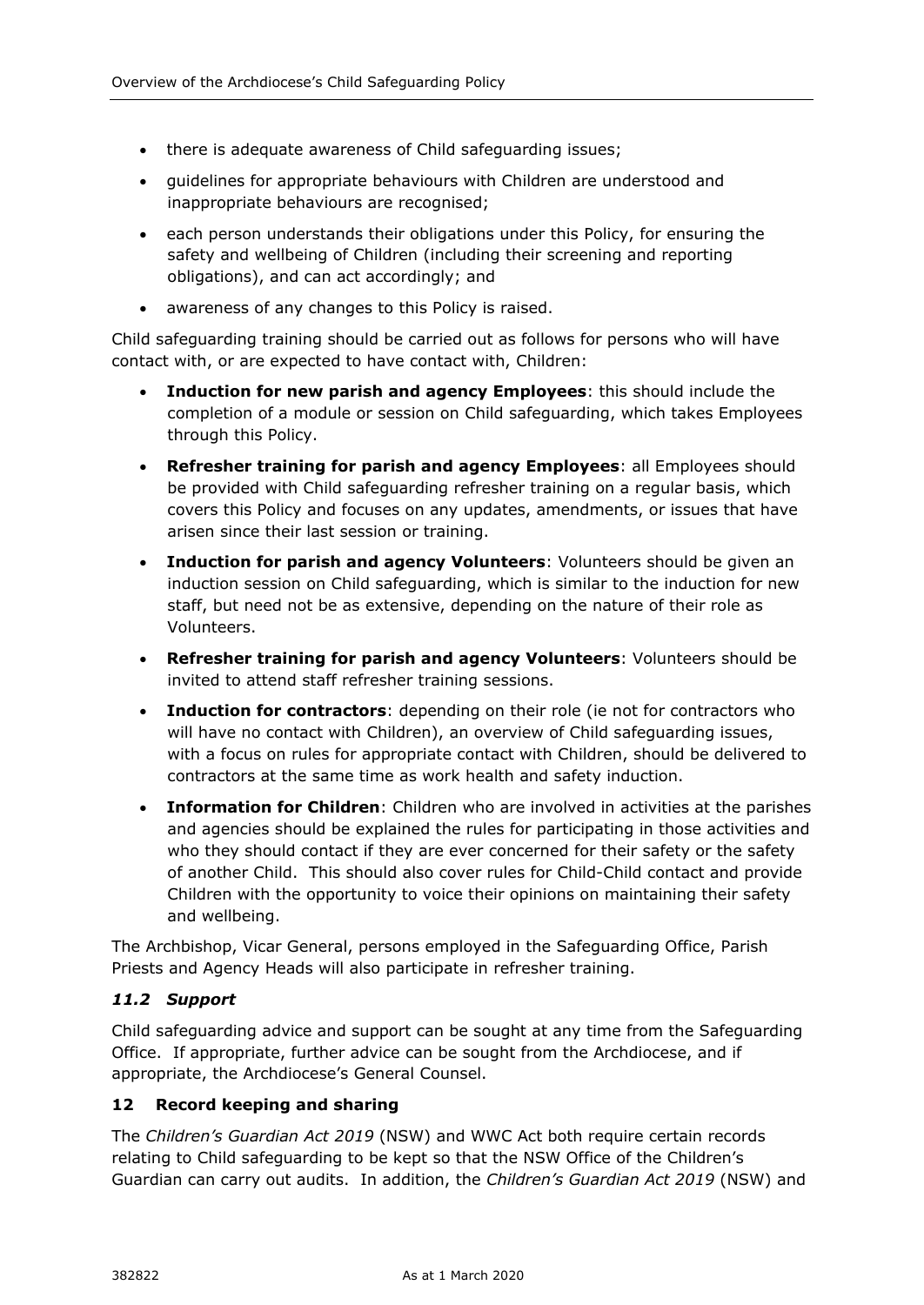- there is adequate awareness of Child safeguarding issues;
- guidelines for appropriate behaviours with Children are understood and inappropriate behaviours are recognised;
- each person understands their obligations under this Policy, for ensuring the safety and wellbeing of Children (including their screening and reporting obligations), and can act accordingly; and
- awareness of any changes to this Policy is raised.

Child safeguarding training should be carried out as follows for persons who will have contact with, or are expected to have contact with, Children:

- **Induction for new parish and agency Employees**: this should include the completion of a module or session on Child safeguarding, which takes Employees through this Policy.
- **Refresher training for parish and agency Employees**: all Employees should be provided with Child safeguarding refresher training on a regular basis, which covers this Policy and focuses on any updates, amendments, or issues that have arisen since their last session or training.
- **Induction for parish and agency Volunteers**: Volunteers should be given an induction session on Child safeguarding, which is similar to the induction for new staff, but need not be as extensive, depending on the nature of their role as Volunteers.
- **Refresher training for parish and agency Volunteers**: Volunteers should be invited to attend staff refresher training sessions.
- **Induction for contractors**: depending on their role (ie not for contractors who will have no contact with Children), an overview of Child safeguarding issues, with a focus on rules for appropriate contact with Children, should be delivered to contractors at the same time as work health and safety induction.
- **Information for Children**: Children who are involved in activities at the parishes and agencies should be explained the rules for participating in those activities and who they should contact if they are ever concerned for their safety or the safety of another Child. This should also cover rules for Child-Child contact and provide Children with the opportunity to voice their opinions on maintaining their safety and wellbeing.

The Archbishop, Vicar General, persons employed in the Safeguarding Office, Parish Priests and Agency Heads will also participate in refresher training.

### *11.2 Support*

Child safeguarding advice and support can be sought at any time from the Safeguarding Office. If appropriate, further advice can be sought from the Archdiocese, and if appropriate, the Archdiocese's General Counsel.

## 12 Record keeping and sharing

The *Children's Guardian Act 2019* (NSW) and WWC Act both require certain records relating to Child safeguarding to be kept so that the NSW Office of the Children's Guardian can carry out audits. In addition, the *Children's Guardian Act 2019* (NSW) and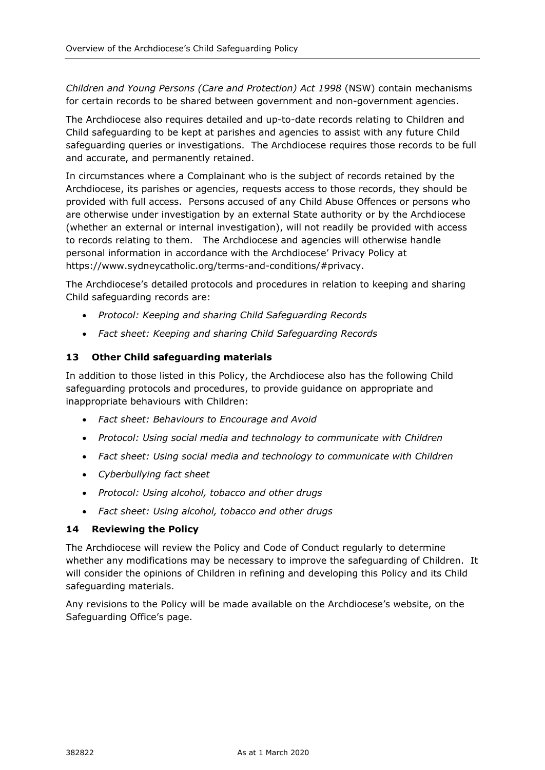*Children and Young Persons (Care and Protection) Act 1998* (NSW) contain mechanisms for certain records to be shared between government and non-government agencies.

The Archdiocese also requires detailed and up-to-date records relating to Children and Child safeguarding to be kept at parishes and agencies to assist with any future Child safeguarding queries or investigations. The Archdiocese requires those records to be full and accurate, and permanently retained.

In circumstances where a Complainant who is the subject of records retained by the Archdiocese, its parishes or agencies, requests access to those records, they should be provided with full access. Persons accused of any Child Abuse Offences or persons who are otherwise under investigation by an external State authority or by the Archdiocese (whether an external or internal investigation), will not readily be provided with access to records relating to them. The Archdiocese and agencies will otherwise handle personal information in accordance with the Archdiocese' Privacy Policy at https://www.sydneycatholic.org/terms-and-conditions/#privacy.

The Archdiocese's detailed protocols and procedures in relation to keeping and sharing Child safeguarding records are:

- *Protocol: Keeping and sharing Child Safeguarding Records*
- *Fact sheet: Keeping and sharing Child Safeguarding Records*

## 13 Other Child safeguarding materials

In addition to those listed in this Policy, the Archdiocese also has the following Child safeguarding protocols and procedures, to provide guidance on appropriate and inappropriate behaviours with Children:

- *Fact sheet: Behaviours to Encourage and Avoid*
- *Protocol: Using social media and technology to communicate with Children*
- *Fact sheet: Using social media and technology to communicate with Children*
- *Cyberbullying fact sheet*
- *Protocol: Using alcohol, tobacco and other drugs*
- *Fact sheet: Using alcohol, tobacco and other drugs*

## 14 Reviewing the Policy

The Archdiocese will review the Policy and Code of Conduct regularly to determine whether any modifications may be necessary to improve the safeguarding of Children. It will consider the opinions of Children in refining and developing this Policy and its Child safeguarding materials.

Any revisions to the Policy will be made available on the Archdiocese's website, on the Safeguarding Office's page.